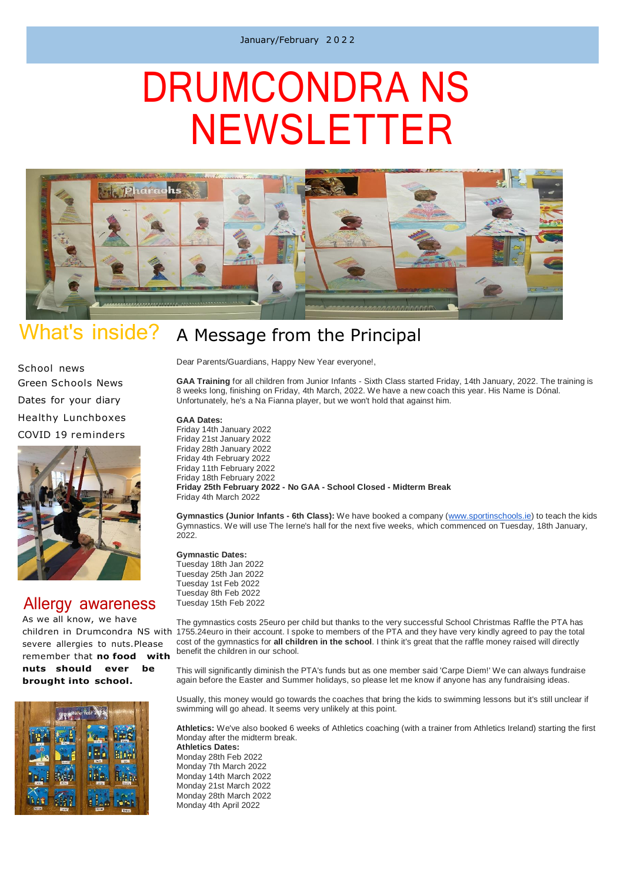January/February 2022

# DRUMCONDRA NS NEWSLETTER

## What's inside?

School news
Green Schools News
Dates for your diary
Healthy Lunchboxes
COVID 19 reminders

## Allergy awareness

As we all know, we have children in Drumcondra NS with severe allergies to nuts. Please remember that **no food with nuts should ever be brought into school.**

## A Message from the Principal

Dear Parents/Guardians, Happy New Year everyone!,

**GAA Training** for all children from Junior Infants - Sixth Class started Friday, 14th January, 2022. The training is 8 weeks long, finishing on Friday, 4th March, 2022. We have a new coach this year. His Name is Dónal. Unfortunately, he's a Na Fianna player, but we won't hold that against him.

**GAA Dates:**
Friday 14th January 2022
Friday 21st January 2022
Friday 28th January 2022
Friday 4th February 2022
Friday 11th February 2022
Friday 18th February 2022
**Friday 25th February 2022 - No GAA - School Closed - Midterm Break**
Friday 4th March 2022

**Gymnastics (Junior Infants - 6th Class):** We have booked a company (www.sportinschools.ie) to teach the kids Gymnastics. We will use The Ierne's hall for the next five weeks, which commenced on Tuesday, 18th January, 2022.

**Gymnastic Dates:**
Tuesday 18th Jan 2022
Tuesday 25th Jan 2022
Tuesday 1st Feb 2022
Tuesday 8th Feb 2022
Tuesday 15th Feb 2022

The gymnastics costs 25euro per child but thanks to the very successful School Christmas Raffle the PTA has 1755.24euro in their account. I spoke to members of the PTA and they have very kindly agreed to pay the total cost of the gymnastics for **all children in the school**. I think it's great that the raffle money raised will directly benefit the children in our school.

This will significantly diminish the PTA's funds but as one member said 'Carpe Diem!' We can always fundraise again before the Easter and Summer holidays, so please let me know if anyone has any fundraising ideas.

Usually, this money would go towards the coaches that bring the kids to swimming lessons but it's still unclear if swimming will go ahead. It seems very unlikely at this point.

**Athletics:** We've also booked 6 weeks of Athletics coaching (with a trainer from Athletics Ireland) starting the first Monday after the midterm break.

**Athletics Dates:**
Monday 28th Feb 2022
Monday 7th March 2022
Monday 14th March 2022
Monday 21st March 2022
Monday 28th March 2022
Monday 4th April 2022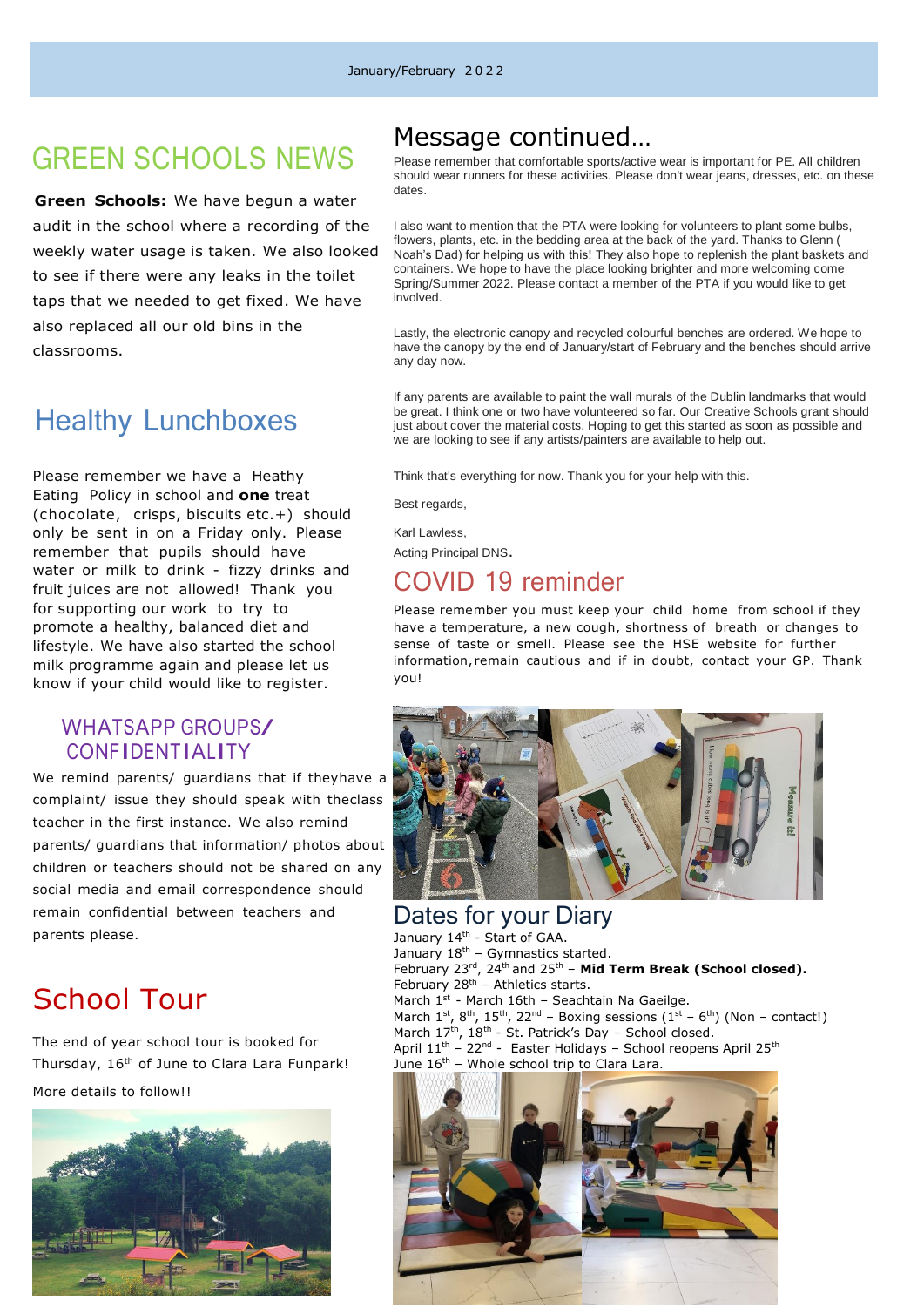# GREEN SCHOOLS NEWS

**Green Schools:** We have begun a water audit in the school where a recording of the weekly water usage is taken. We also looked to see if there were any leaks in the toilet taps that we needed to get fixed. We have also replaced all our old bins in the classrooms.

## Healthy Lunchboxes

Please remember we have a Heathy Eating Policy in school and **one** treat (chocolate, crisps, biscuits etc.+) should only be sent in on a Friday only. Please remember that pupils should have water or milk to drink - fizzy drinks and fruit juices are not allowed! Thank you for supporting our work to try to promote a healthy, balanced diet and lifestyle. We have also started the school milk programme again and please let us know if your child would like to register.

## WHATSAPP GROUPS/ CONFIDENTIALITY

We remind parents/ guardians that if theyhave a complaint/ issue they should speak with theclass teacher in the first instance. We also remind parents/ guardians that information/ photos about children or teachers should not be shared on any social media and email correspondence should remain confidential between teachers and parents please.

## School Tour

The end of year school tour is booked for Thursday, 16th of June to Clara Lara Funpark!

More details to follow!!

## Message continued…

Please remember that comfortable sports/active wear is important for PE. All children should wear runners for these activities. Please don't wear jeans, dresses, etc. on these dates.

I also want to mention that the PTA were looking for volunteers to plant some bulbs, flowers, plants, etc. in the bedding area at the back of the yard. Thanks to Glenn ( Noah's Dad) for helping us with this! They also hope to replenish the plant baskets and containers. We hope to have the place looking brighter and more welcoming come Spring/Summer 2022. Please contact a member of the PTA if you would like to get involved.

Lastly, the electronic canopy and recycled colourful benches are ordered. We hope to have the canopy by the end of January/start of February and the benches should arrive any day now.

If any parents are available to paint the wall murals of the Dublin landmarks that would be great. I think one or two have volunteered so far. Our Creative Schools grant should just about cover the material costs. Hoping to get this started as soon as possible and we are looking to see if any artists/painters are available to help out.

Think that's everything for now. Thank you for your help with this.

Best regards,

Karl Lawless,

Acting Principal DNS.

## COVID 19 reminder

Please remember you must keep your child home from school if they have a temperature, a new cough, shortness of breath or changes to sense of taste or smell. Please see the HSE website for further information, remain cautious and if in doubt, contact your GP. Thank you!

## Dates for your Diary

January 14th - Start of GAA.
January 18th – Gymnastics started.
February 23rd, 24th and 25th – **Mid Term Break (School closed).**
February 28th – Athletics starts.
March 1st - March 16th – Seachtain Na Gaeilge.
March 1st, 8th, 15th, 22nd – Boxing sessions (1st – 6th) (Non – contact!)
March 17th, 18th - St. Patrick's Day – School closed.
April 11th – 22nd - Easter Holidays – School reopens April 25th
June 16th – Whole school trip to Clara Lara.